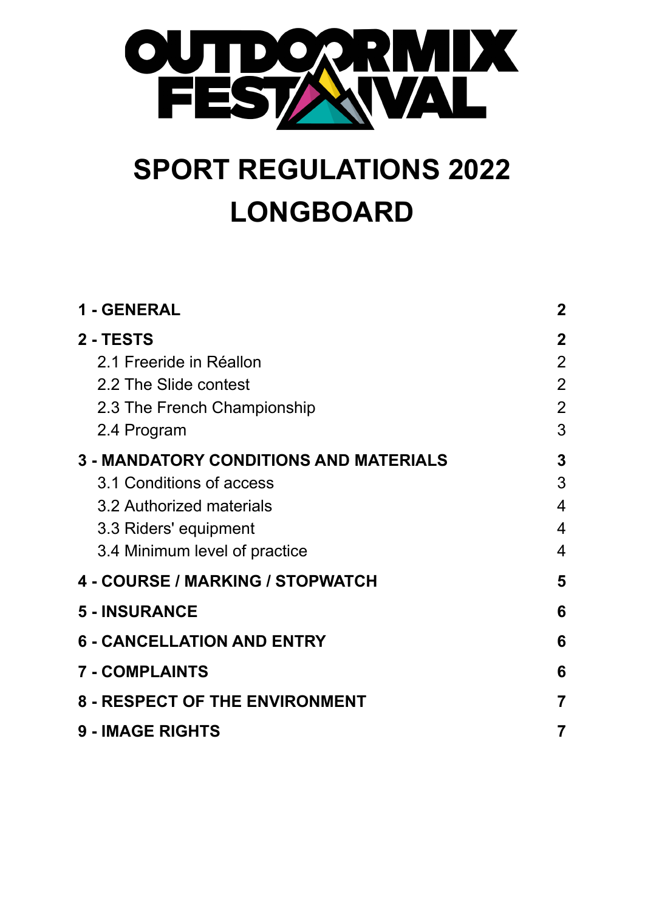# OUTDOORMIX FESTIVAL

# SPORT REGULATIONS 2022
# LONGBOARD

| | |
|---|---|
| **1 - GENERAL** | **2** |
| **2 - TESTS** | **2** |
| 2.1 Freeride in Réallon | 2 |
| 2.2 The Slide contest | 2 |
| 2.3 The French Championship | 2 |
| 2.4 Program | 3 |
| **3 - MANDATORY CONDITIONS AND MATERIALS** | **3** |
| 3.1 Conditions of access | 3 |
| 3.2 Authorized materials | 4 |
| 3.3 Riders' equipment | 4 |
| 3.4 Minimum level of practice | 4 |
| **4 - COURSE / MARKING / STOPWATCH** | **5** |
| **5 - INSURANCE** | **6** |
| **6 - CANCELLATION AND ENTRY** | **6** |
| **7 - COMPLAINTS** | **6** |
| **8 - RESPECT OF THE ENVIRONMENT** | **7** |
| **9 - IMAGE RIGHTS** | **7** |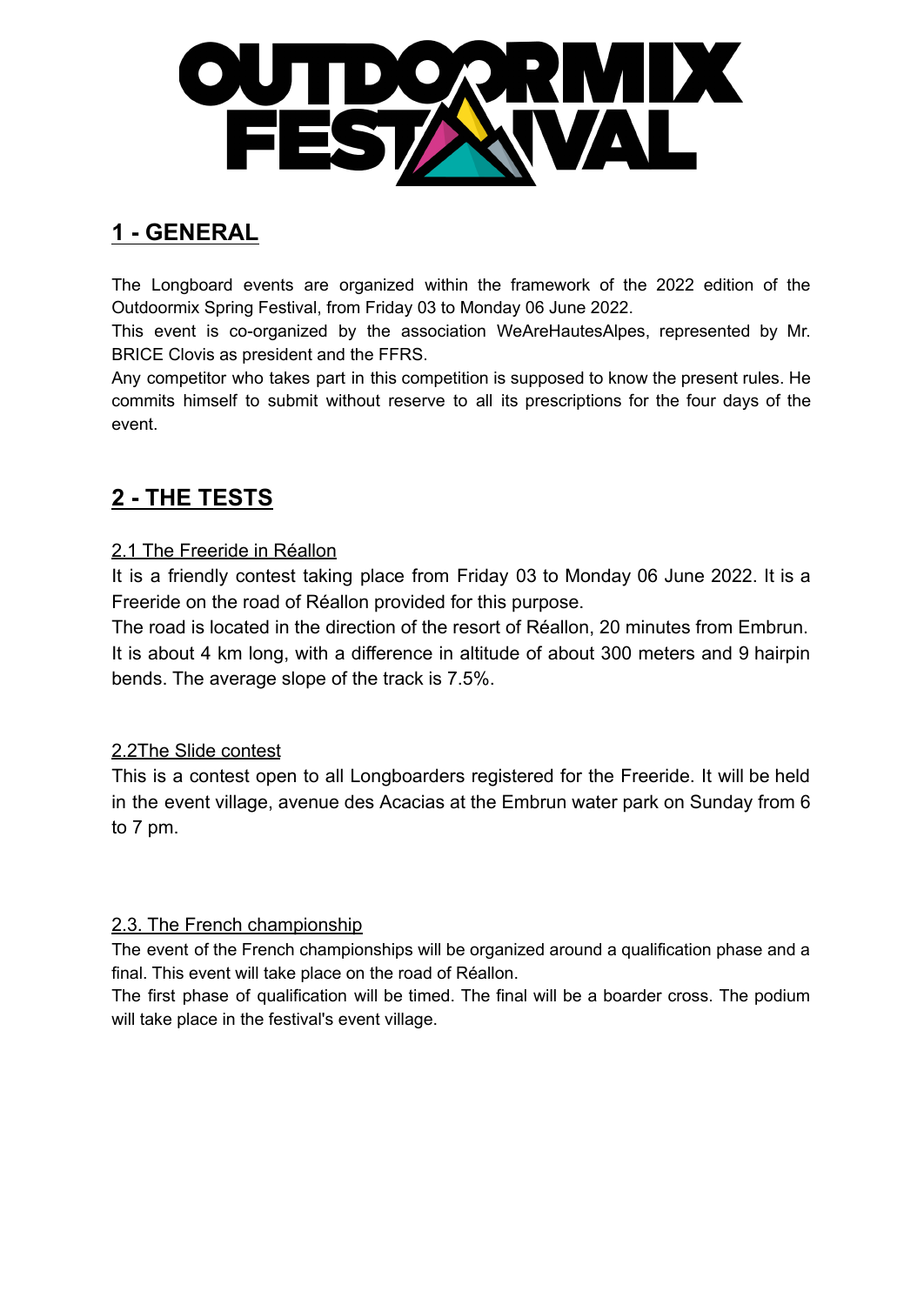## 1 - GENERAL

The Longboard events are organized within the framework of the 2022 edition of the Outdoormix Spring Festival, from Friday 03 to Monday 06 June 2022.
This event is co-organized by the association WeAreHautesAlpes, represented by Mr. BRICE Clovis as president and the FFRS.
Any competitor who takes part in this competition is supposed to know the present rules. He commits himself to submit without reserve to all its prescriptions for the four days of the event.

## 2 - THE TESTS

### 2.1 The Freeride in Réallon

It is a friendly contest taking place from Friday 03 to Monday 06 June 2022. It is a Freeride on the road of Réallon provided for this purpose.
The road is located in the direction of the resort of Réallon, 20 minutes from Embrun. It is about 4 km long, with a difference in altitude of about 300 meters and 9 hairpin bends. The average slope of the track is 7.5%.

### 2.2The Slide contest

This is a contest open to all Longboarders registered for the Freeride. It will be held in the event village, avenue des Acacias at the Embrun water park on Sunday from 6 to 7 pm.

### 2.3. The French championship

The event of the French championships will be organized around a qualification phase and a final. This event will take place on the road of Réallon.
The first phase of qualification will be timed. The final will be a boarder cross. The podium will take place in the festival's event village.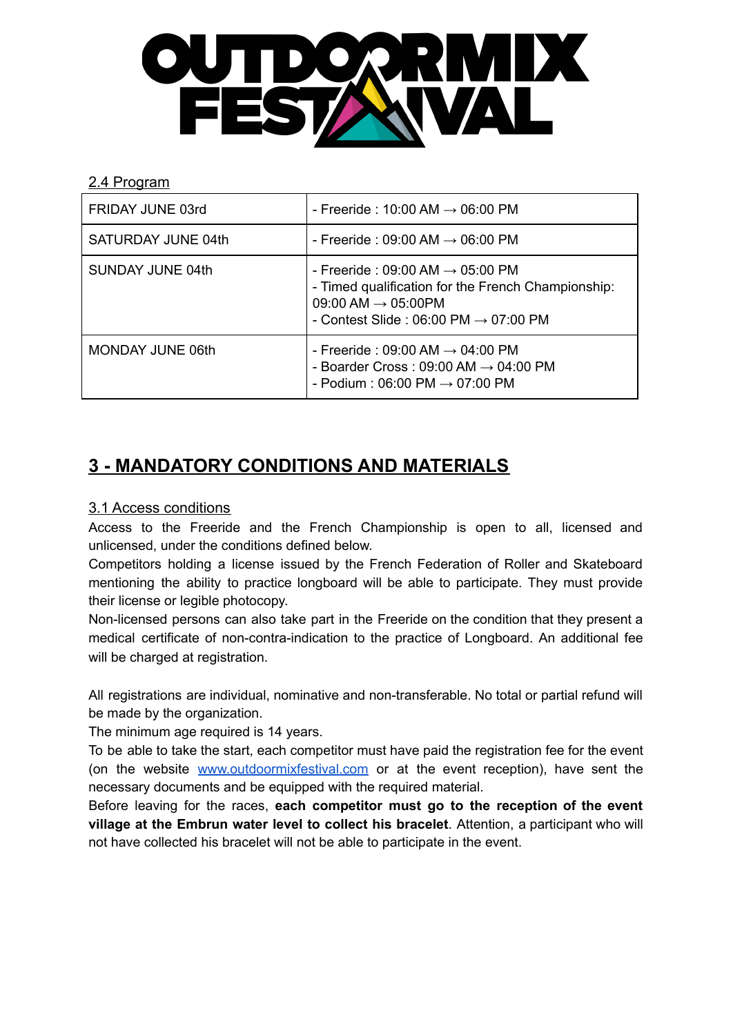2.4 Program

| | |
|---|---|
| FRIDAY JUNE 03rd | - Freeride : 10:00 AM → 06:00 PM |
| SATURDAY JUNE 04th | - Freeride : 09:00 AM → 06:00 PM |
| SUNDAY JUNE 04th | - Freeride : 09:00 AM → 05:00 PM<br>- Timed qualification for the French Championship: 09:00 AM → 05:00PM<br>- Contest Slide : 06:00 PM → 07:00 PM |
| MONDAY JUNE 06th | - Freeride : 09:00 AM → 04:00 PM<br>- Boarder Cross : 09:00 AM → 04:00 PM<br>- Podium : 06:00 PM → 07:00 PM |

## 3 - MANDATORY CONDITIONS AND MATERIALS

3.1 Access conditions

Access to the Freeride and the French Championship is open to all, licensed and unlicensed, under the conditions defined below.
Competitors holding a license issued by the French Federation of Roller and Skateboard mentioning the ability to practice longboard will be able to participate. They must provide their license or legible photocopy.
Non-licensed persons can also take part in the Freeride on the condition that they present a medical certificate of non-contra-indication to the practice of Longboard. An additional fee will be charged at registration.

All registrations are individual, nominative and non-transferable. No total or partial refund will be made by the organization.
The minimum age required is 14 years.
To be able to take the start, each competitor must have paid the registration fee for the event (on the website www.outdoormixfestival.com or at the event reception), have sent the necessary documents and be equipped with the required material.
Before leaving for the races, **each competitor must go to the reception of the event village at the Embrun water level to collect his bracelet**. Attention, a participant who will not have collected his bracelet will not be able to participate in the event.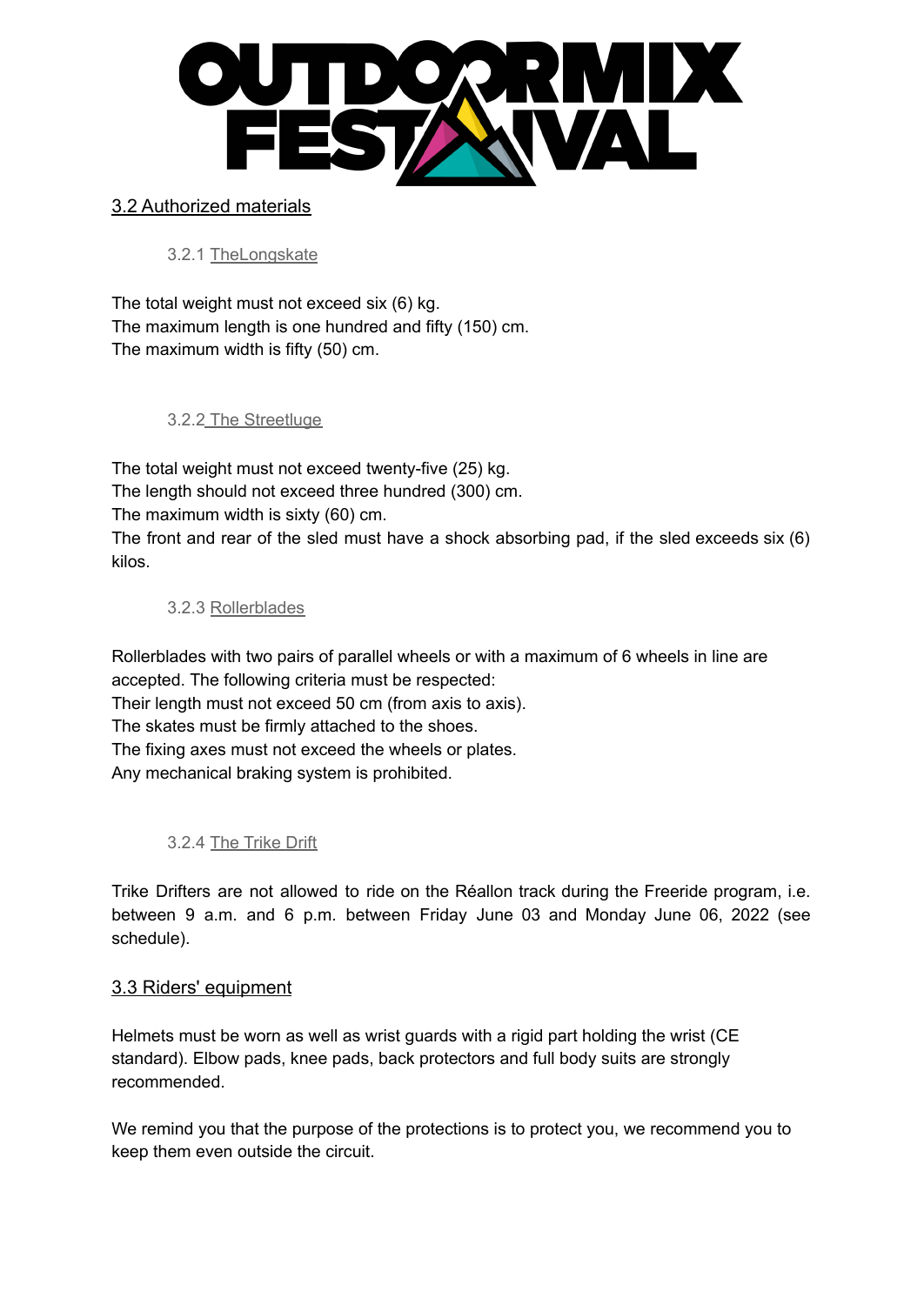## 3.2 Authorized materials

### 3.2.1 TheLongskate

The total weight must not exceed six (6) kg.
The maximum length is one hundred and fifty (150) cm.
The maximum width is fifty (50) cm.

### 3.2.2 The Streetluge

The total weight must not exceed twenty-five (25) kg.
The length should not exceed three hundred (300) cm.
The maximum width is sixty (60) cm.
The front and rear of the sled must have a shock absorbing pad, if the sled exceeds six (6) kilos.

### 3.2.3 Rollerblades

Rollerblades with two pairs of parallel wheels or with a maximum of 6 wheels in line are accepted. The following criteria must be respected:
Their length must not exceed 50 cm (from axis to axis).
The skates must be firmly attached to the shoes.
The fixing axes must not exceed the wheels or plates.
Any mechanical braking system is prohibited.

### 3.2.4 The Trike Drift

Trike Drifters are not allowed to ride on the Réallon track during the Freeride program, i.e. between 9 a.m. and 6 p.m. between Friday June 03 and Monday June 06, 2022 (see schedule).

## 3.3 Riders' equipment

Helmets must be worn as well as wrist guards with a rigid part holding the wrist (CE standard). Elbow pads, knee pads, back protectors and full body suits are strongly recommended.

We remind you that the purpose of the protections is to protect you, we recommend you to keep them even outside the circuit.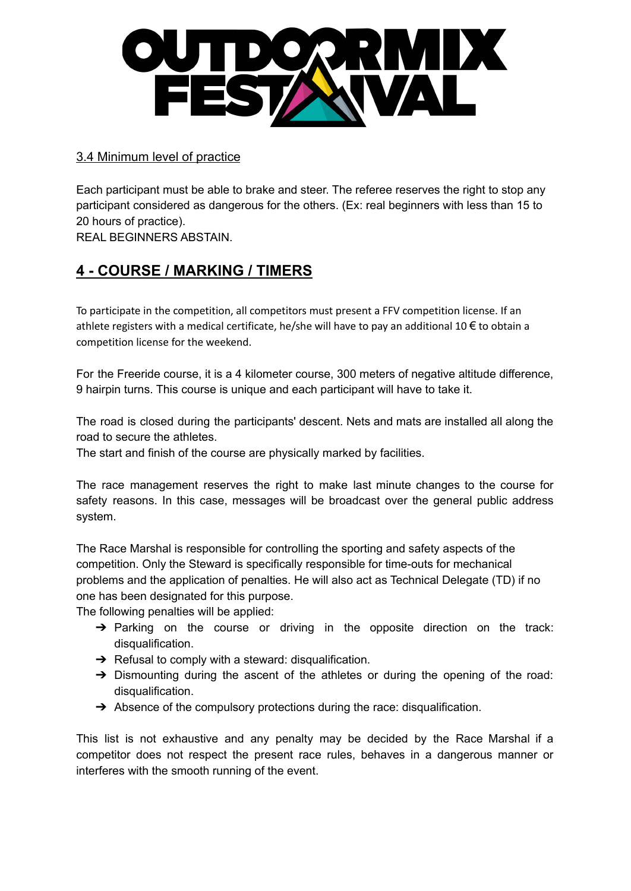3.4 Minimum level of practice

Each participant must be able to brake and steer. The referee reserves the right to stop any participant considered as dangerous for the others. (Ex: real beginners with less than 15 to 20 hours of practice).
REAL BEGINNERS ABSTAIN.

## 4 - COURSE / MARKING / TIMERS

To participate in the competition, all competitors must present a FFV competition license. If an athlete registers with a medical certificate, he/she will have to pay an additional 10 € to obtain a competition license for the weekend.

For the Freeride course, it is a 4 kilometer course, 300 meters of negative altitude difference, 9 hairpin turns. This course is unique and each participant will have to take it.

The road is closed during the participants' descent. Nets and mats are installed all along the road to secure the athletes.
The start and finish of the course are physically marked by facilities.

The race management reserves the right to make last minute changes to the course for safety reasons. In this case, messages will be broadcast over the general public address system.

The Race Marshal is responsible for controlling the sporting and safety aspects of the competition. Only the Steward is specifically responsible for time-outs for mechanical problems and the application of penalties. He will also act as Technical Delegate (TD) if no one has been designated for this purpose.
The following penalties will be applied:

- Parking on the course or driving in the opposite direction on the track: disqualification.
- Refusal to comply with a steward: disqualification.
- Dismounting during the ascent of the athletes or during the opening of the road: disqualification.
- Absence of the compulsory protections during the race: disqualification.

This list is not exhaustive and any penalty may be decided by the Race Marshal if a competitor does not respect the present race rules, behaves in a dangerous manner or interferes with the smooth running of the event.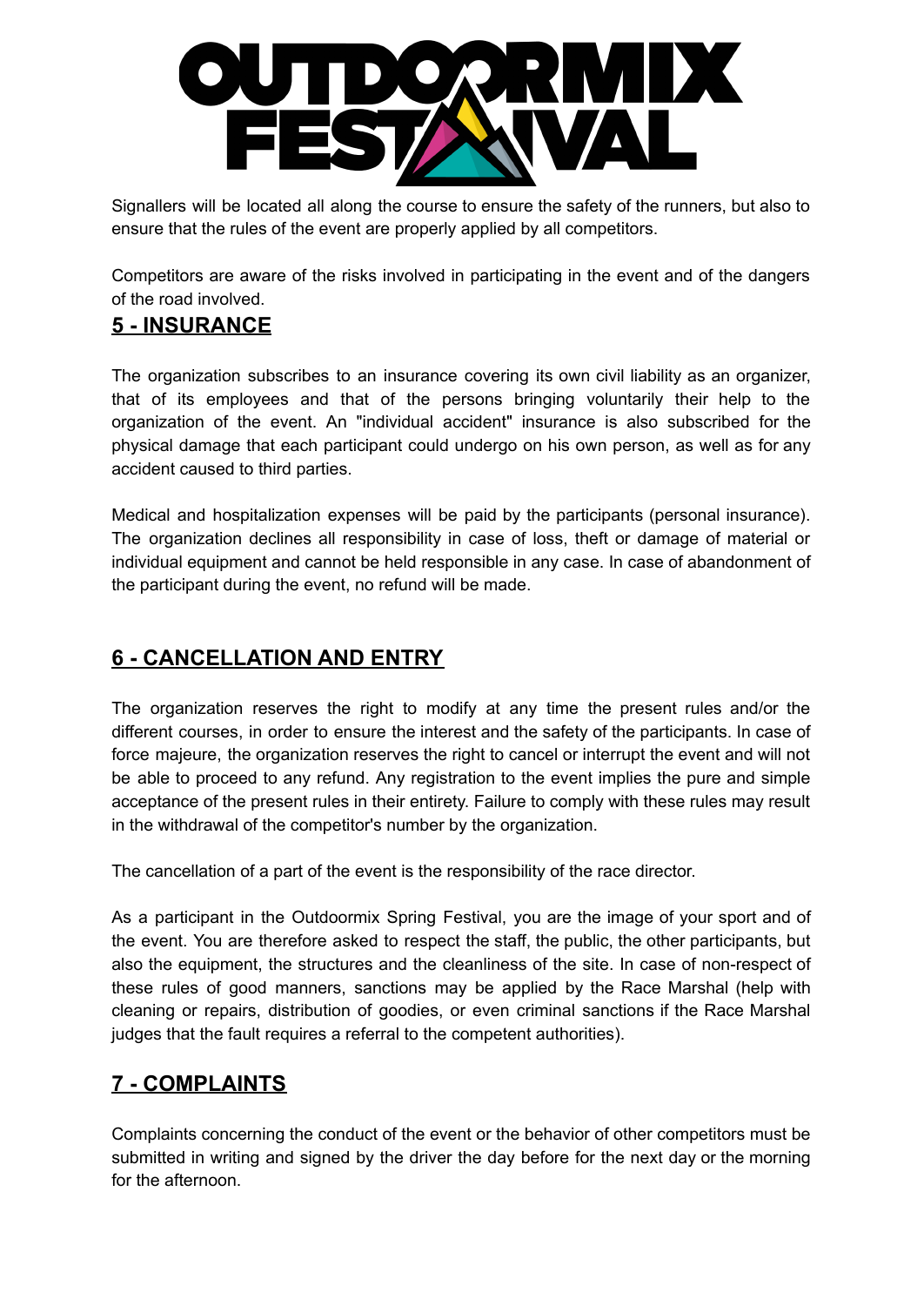Signallers will be located all along the course to ensure the safety of the runners, but also to ensure that the rules of the event are properly applied by all competitors.

Competitors are aware of the risks involved in participating in the event and of the dangers of the road involved.

## 5 - INSURANCE

The organization subscribes to an insurance covering its own civil liability as an organizer, that of its employees and that of the persons bringing voluntarily their help to the organization of the event. An "individual accident" insurance is also subscribed for the physical damage that each participant could undergo on his own person, as well as for any accident caused to third parties.

Medical and hospitalization expenses will be paid by the participants (personal insurance). The organization declines all responsibility in case of loss, theft or damage of material or individual equipment and cannot be held responsible in any case. In case of abandonment of the participant during the event, no refund will be made.

## 6 - CANCELLATION AND ENTRY

The organization reserves the right to modify at any time the present rules and/or the different courses, in order to ensure the interest and the safety of the participants. In case of force majeure, the organization reserves the right to cancel or interrupt the event and will not be able to proceed to any refund. Any registration to the event implies the pure and simple acceptance of the present rules in their entirety. Failure to comply with these rules may result in the withdrawal of the competitor's number by the organization.

The cancellation of a part of the event is the responsibility of the race director.

As a participant in the Outdoormix Spring Festival, you are the image of your sport and of the event. You are therefore asked to respect the staff, the public, the other participants, but also the equipment, the structures and the cleanliness of the site. In case of non-respect of these rules of good manners, sanctions may be applied by the Race Marshal (help with cleaning or repairs, distribution of goodies, or even criminal sanctions if the Race Marshal judges that the fault requires a referral to the competent authorities).

## 7 - COMPLAINTS

Complaints concerning the conduct of the event or the behavior of other competitors must be submitted in writing and signed by the driver the day before for the next day or the morning for the afternoon.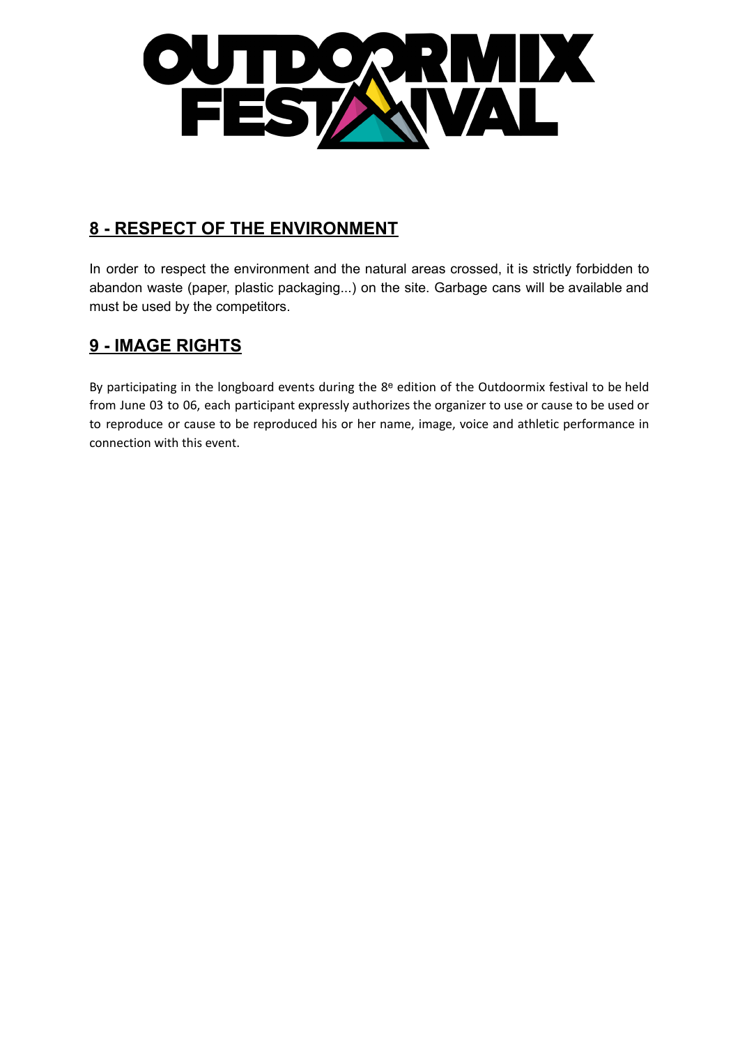## 8 - RESPECT OF THE ENVIRONMENT

In order to respect the environment and the natural areas crossed, it is strictly forbidden to abandon waste (paper, plastic packaging...) on the site. Garbage cans will be available and must be used by the competitors.

## 9 - IMAGE RIGHTS

By participating in the longboard events during the 8e edition of the Outdoormix festival to be held from June 03 to 06, each participant expressly authorizes the organizer to use or cause to be used or to reproduce or cause to be reproduced his or her name, image, voice and athletic performance in connection with this event.